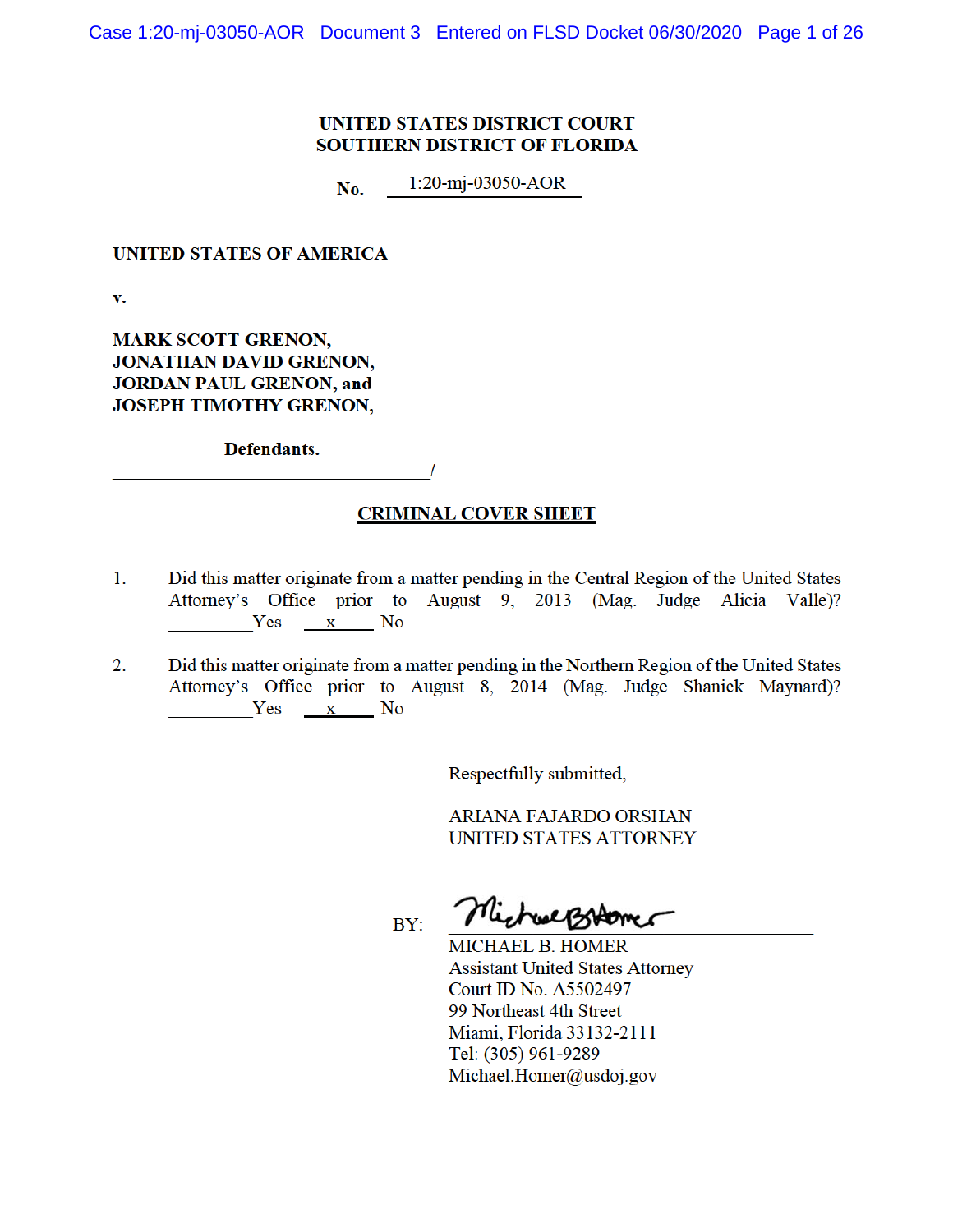**UNITED STATES DISTRICT COURT**
**SOUTHERN DISTRICT OF FLORIDA**

**No.** 1:20-mj-03050-AOR

**UNITED STATES OF AMERICA**

**v.**

**MARK SCOTT GRENON,**
**JONATHAN DAVID GRENON,**
**JORDAN PAUL GRENON, and**
**JOSEPH TIMOTHY GRENON,**

**Defendants.**

_______________________________________/

## CRIMINAL COVER SHEET

1. Did this matter originate from a matter pending in the Central Region of the United States Attorney's Office prior to August 9, 2013 (Mag. Judge Alicia Valle)? ________Yes ___x___ No

2. Did this matter originate from a matter pending in the Northern Region of the United States Attorney's Office prior to August 8, 2014 (Mag. Judge Shaniek Maynard)? ________Yes ___x___ No

Respectfully submitted,

ARIANA FAJARDO ORSHAN
UNITED STATES ATTORNEY

BY: ______________________________
MICHAEL B. HOMER
Assistant United States Attorney
Court ID No. A5502497
99 Northeast 4th Street
Miami, Florida 33132-2111
Tel: (305) 961-9289
Michael.Homer@usdoj.gov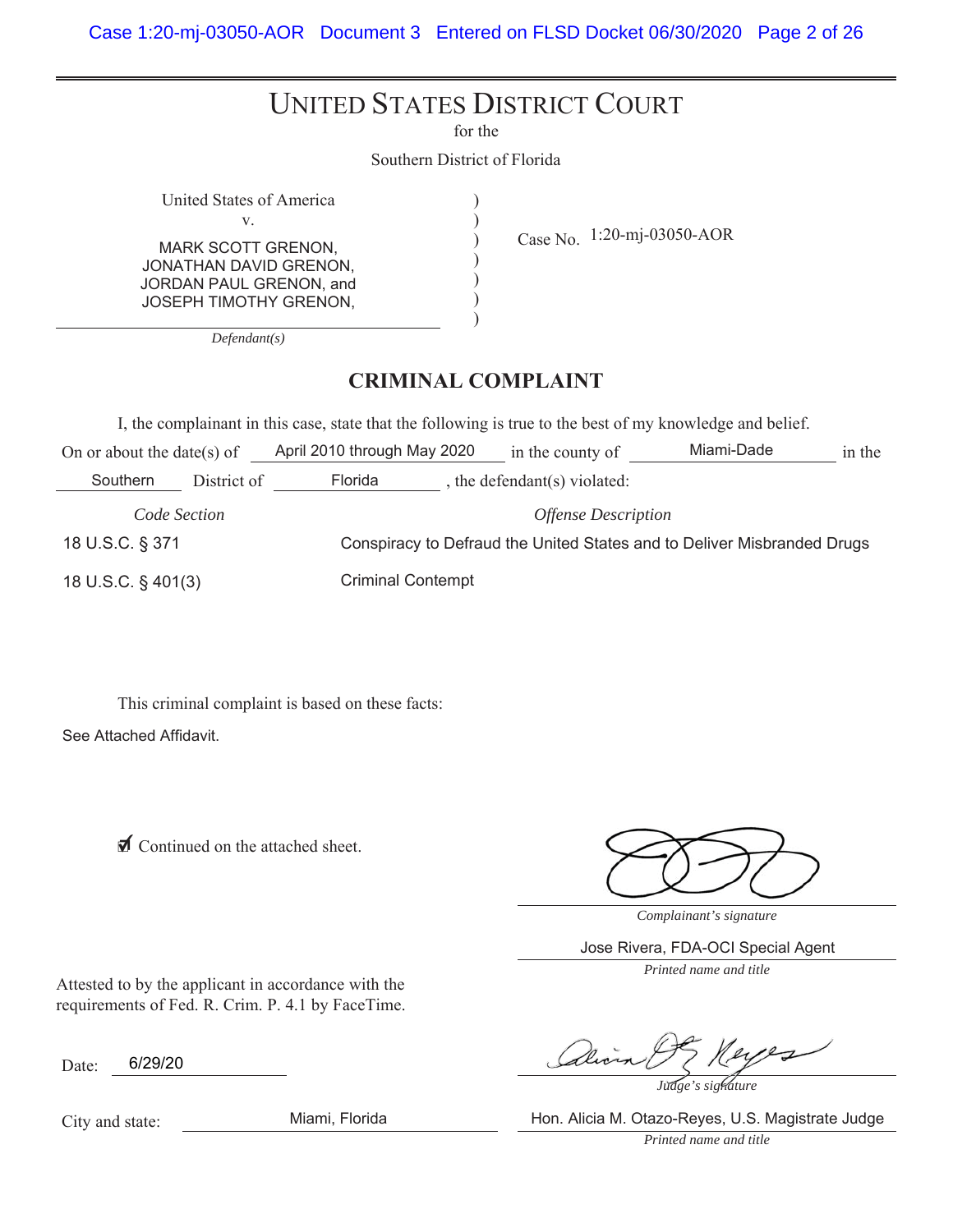# UNITED STATES DISTRICT COURT

for the

Southern District of Florida

United States of America
v.
MARK SCOTT GRENON,
JONATHAN DAVID GRENON,
JORDAN PAUL GRENON, and
JOSEPH TIMOTHY GRENON,

*Defendant(s)*

Case No. 1:20-mj-03050-AOR

## CRIMINAL COMPLAINT

I, the complainant in this case, state that the following is true to the best of my knowledge and belief.

On or about the date(s) of April 2010 through May 2020 in the county of Miami-Dade in the Southern District of Florida, the defendant(s) violated:

| *Code Section* | *Offense Description* |
|---|---|
| 18 U.S.C. § 371 | Conspiracy to Defraud the United States and to Deliver Misbranded Drugs |
| 18 U.S.C. § 401(3) | Criminal Contempt |

This criminal complaint is based on these facts:

See Attached Affidavit.

☑ Continued on the attached sheet.

*Complainant's signature*

Jose Rivera, FDA-OCI Special Agent
*Printed name and title*

Attested to by the applicant in accordance with the requirements of Fed. R. Crim. P. 4.1 by FaceTime.

Date: 6/29/20

*Judge's signature*

City and state: Miami, Florida

Hon. Alicia M. Otazo-Reyes, U.S. Magistrate Judge
*Printed name and title*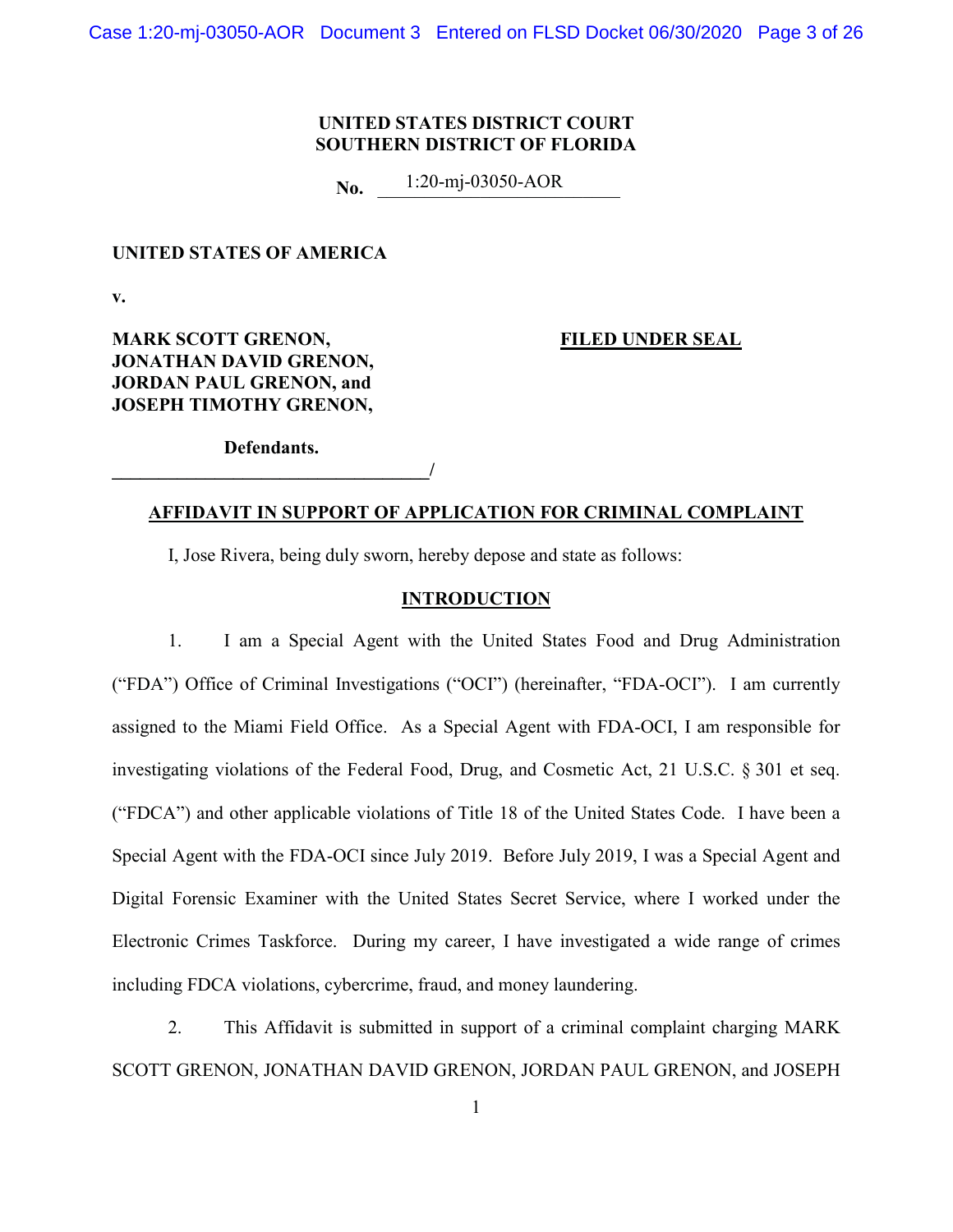**UNITED STATES DISTRICT COURT**
**SOUTHERN DISTRICT OF FLORIDA**

**No.** 1:20-mj-03050-AOR

**UNITED STATES OF AMERICA**

**v.**

**MARK SCOTT GRENON,**
**JONATHAN DAVID GRENON,**
**JORDAN PAUL GRENON, and**
**JOSEPH TIMOTHY GRENON,**

**FILED UNDER SEAL**

**Defendants.**
**_________________________________/**

**AFFIDAVIT IN SUPPORT OF APPLICATION FOR CRIMINAL COMPLAINT**

I, Jose Rivera, being duly sworn, hereby depose and state as follows:

**INTRODUCTION**

1. I am a Special Agent with the United States Food and Drug Administration ("FDA") Office of Criminal Investigations ("OCI") (hereinafter, "FDA-OCI"). I am currently assigned to the Miami Field Office. As a Special Agent with FDA-OCI, I am responsible for investigating violations of the Federal Food, Drug, and Cosmetic Act, 21 U.S.C. § 301 et seq. ("FDCA") and other applicable violations of Title 18 of the United States Code. I have been a Special Agent with the FDA-OCI since July 2019. Before July 2019, I was a Special Agent and Digital Forensic Examiner with the United States Secret Service, where I worked under the Electronic Crimes Taskforce. During my career, I have investigated a wide range of crimes including FDCA violations, cybercrime, fraud, and money laundering.

2. This Affidavit is submitted in support of a criminal complaint charging MARK SCOTT GRENON, JONATHAN DAVID GRENON, JORDAN PAUL GRENON, and JOSEPH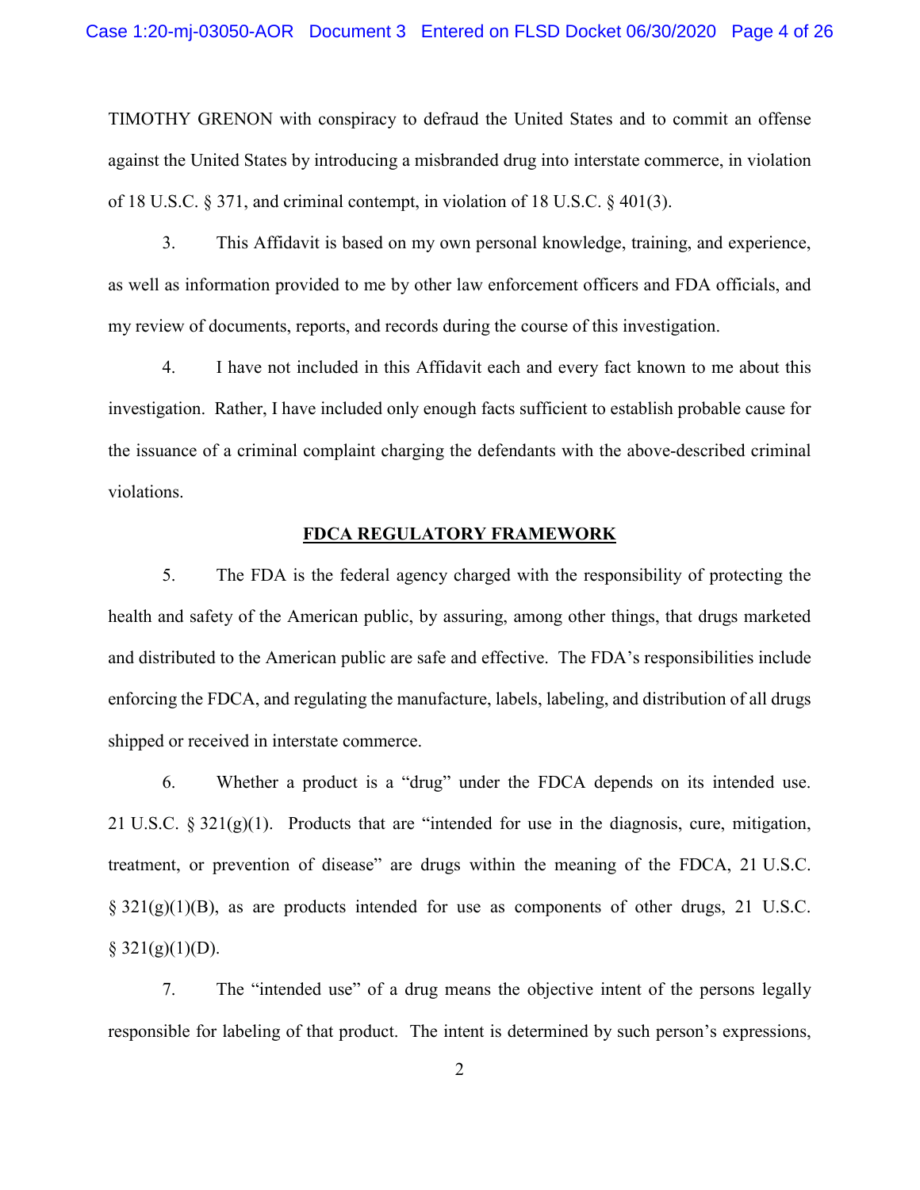TIMOTHY GRENON with conspiracy to defraud the United States and to commit an offense against the United States by introducing a misbranded drug into interstate commerce, in violation of 18 U.S.C. § 371, and criminal contempt, in violation of 18 U.S.C. § 401(3).

3. This Affidavit is based on my own personal knowledge, training, and experience, as well as information provided to me by other law enforcement officers and FDA officials, and my review of documents, reports, and records during the course of this investigation.

4. I have not included in this Affidavit each and every fact known to me about this investigation. Rather, I have included only enough facts sufficient to establish probable cause for the issuance of a criminal complaint charging the defendants with the above-described criminal violations.

## FDCA REGULATORY FRAMEWORK

5. The FDA is the federal agency charged with the responsibility of protecting the health and safety of the American public, by assuring, among other things, that drugs marketed and distributed to the American public are safe and effective. The FDA's responsibilities include enforcing the FDCA, and regulating the manufacture, labels, labeling, and distribution of all drugs shipped or received in interstate commerce.

6. Whether a product is a "drug" under the FDCA depends on its intended use. 21 U.S.C. § 321(g)(1). Products that are "intended for use in the diagnosis, cure, mitigation, treatment, or prevention of disease" are drugs within the meaning of the FDCA, 21 U.S.C. § 321(g)(1)(B), as are products intended for use as components of other drugs, 21 U.S.C. § 321(g)(1)(D).

7. The "intended use" of a drug means the objective intent of the persons legally responsible for labeling of that product. The intent is determined by such person's expressions,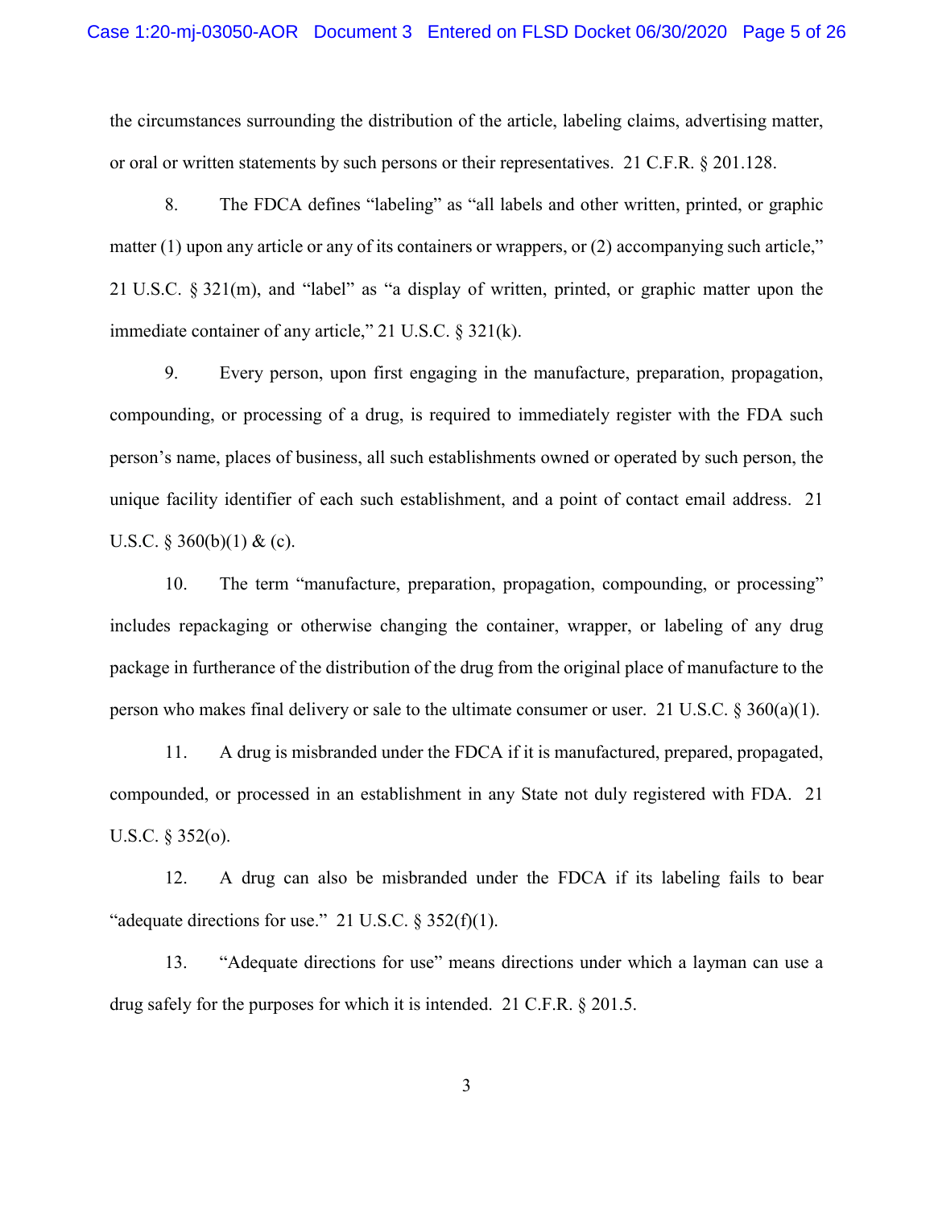the circumstances surrounding the distribution of the article, labeling claims, advertising matter, or oral or written statements by such persons or their representatives. 21 C.F.R. § 201.128.

8. The FDCA defines "labeling" as "all labels and other written, printed, or graphic matter (1) upon any article or any of its containers or wrappers, or (2) accompanying such article," 21 U.S.C. § 321(m), and "label" as "a display of written, printed, or graphic matter upon the immediate container of any article," 21 U.S.C. § 321(k).

9. Every person, upon first engaging in the manufacture, preparation, propagation, compounding, or processing of a drug, is required to immediately register with the FDA such person's name, places of business, all such establishments owned or operated by such person, the unique facility identifier of each such establishment, and a point of contact email address. 21 U.S.C. § 360(b)(1) & (c).

10. The term "manufacture, preparation, propagation, compounding, or processing" includes repackaging or otherwise changing the container, wrapper, or labeling of any drug package in furtherance of the distribution of the drug from the original place of manufacture to the person who makes final delivery or sale to the ultimate consumer or user. 21 U.S.C. § 360(a)(1).

11. A drug is misbranded under the FDCA if it is manufactured, prepared, propagated, compounded, or processed in an establishment in any State not duly registered with FDA. 21 U.S.C. § 352(o).

12. A drug can also be misbranded under the FDCA if its labeling fails to bear "adequate directions for use." 21 U.S.C. § 352(f)(1).

13. "Adequate directions for use" means directions under which a layman can use a drug safely for the purposes for which it is intended. 21 C.F.R. § 201.5.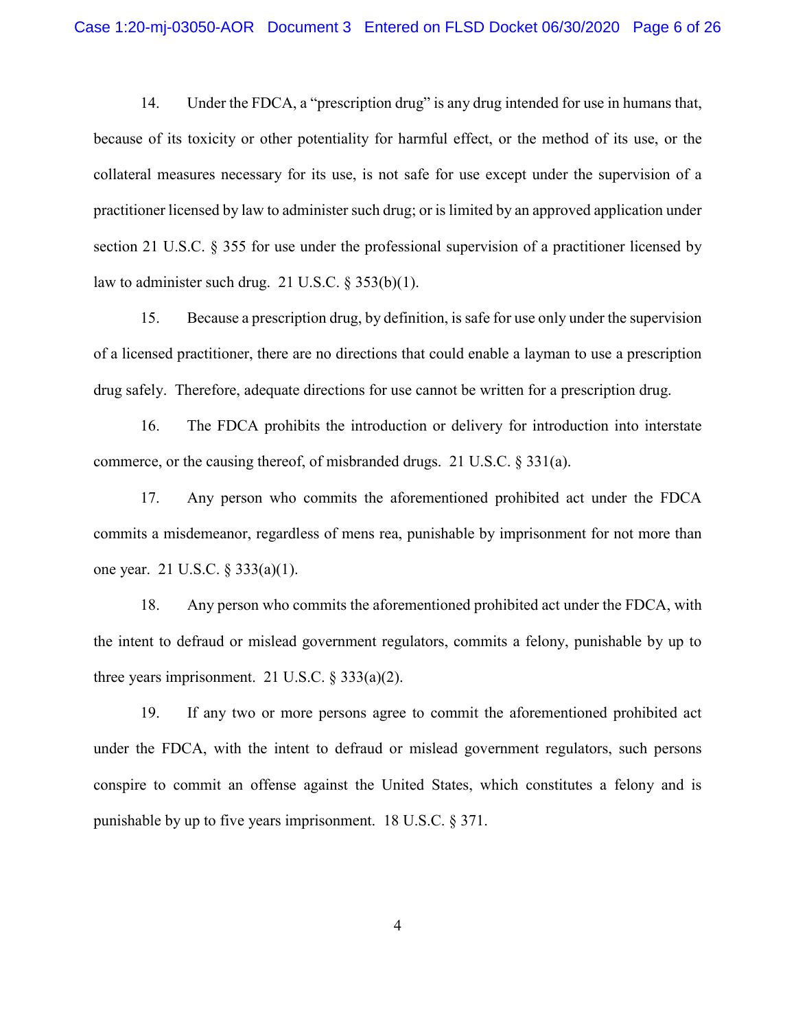14. Under the FDCA, a "prescription drug" is any drug intended for use in humans that, because of its toxicity or other potentiality for harmful effect, or the method of its use, or the collateral measures necessary for its use, is not safe for use except under the supervision of a practitioner licensed by law to administer such drug; or is limited by an approved application under section 21 U.S.C. § 355 for use under the professional supervision of a practitioner licensed by law to administer such drug. 21 U.S.C. § 353(b)(1).

15. Because a prescription drug, by definition, is safe for use only under the supervision of a licensed practitioner, there are no directions that could enable a layman to use a prescription drug safely. Therefore, adequate directions for use cannot be written for a prescription drug.

16. The FDCA prohibits the introduction or delivery for introduction into interstate commerce, or the causing thereof, of misbranded drugs. 21 U.S.C. § 331(a).

17. Any person who commits the aforementioned prohibited act under the FDCA commits a misdemeanor, regardless of mens rea, punishable by imprisonment for not more than one year. 21 U.S.C. § 333(a)(1).

18. Any person who commits the aforementioned prohibited act under the FDCA, with the intent to defraud or mislead government regulators, commits a felony, punishable by up to three years imprisonment. 21 U.S.C. § 333(a)(2).

19. If any two or more persons agree to commit the aforementioned prohibited act under the FDCA, with the intent to defraud or mislead government regulators, such persons conspire to commit an offense against the United States, which constitutes a felony and is punishable by up to five years imprisonment. 18 U.S.C. § 371.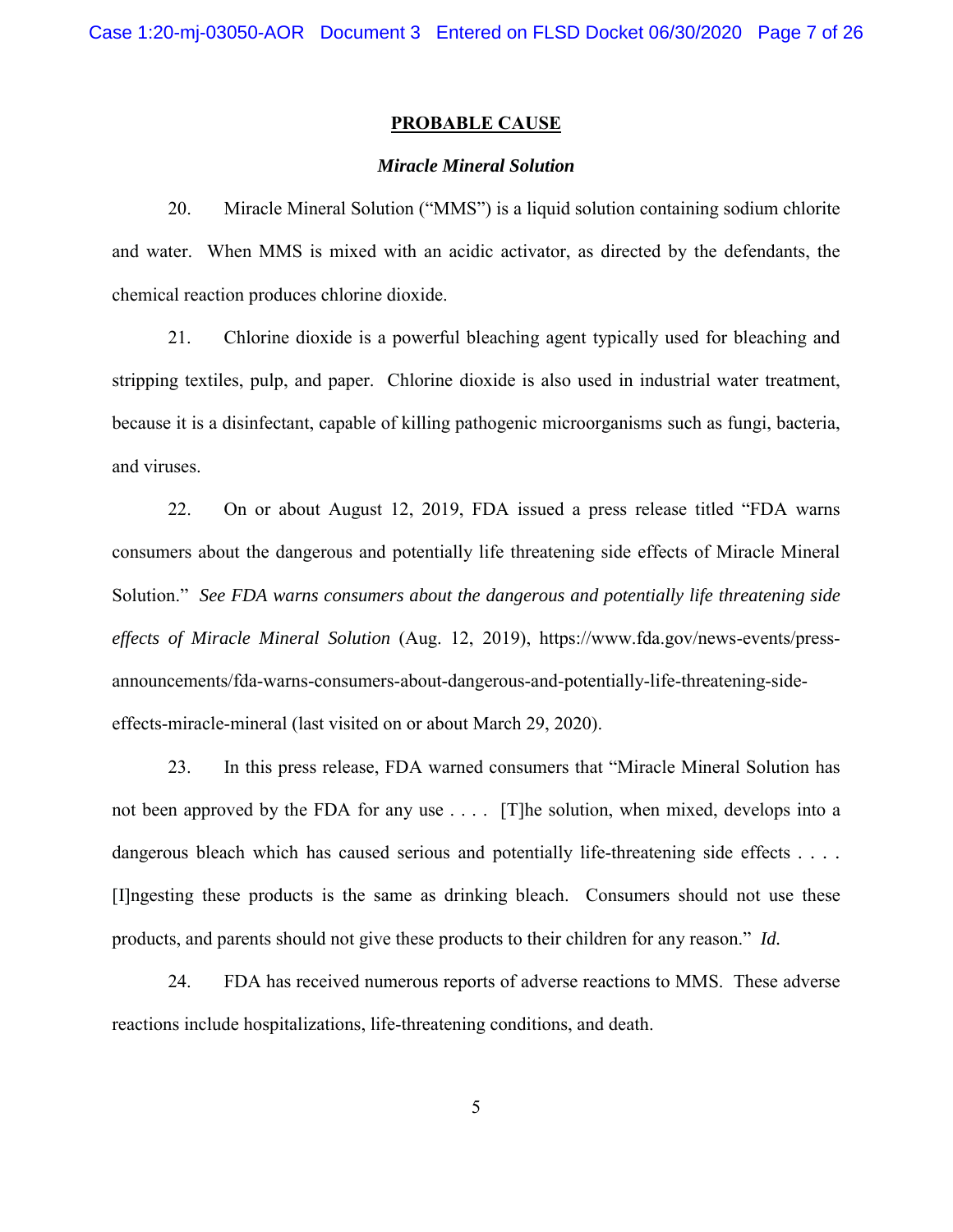## PROBABLE CAUSE

### *Miracle Mineral Solution*

20. Miracle Mineral Solution ("MMS") is a liquid solution containing sodium chlorite and water. When MMS is mixed with an acidic activator, as directed by the defendants, the chemical reaction produces chlorine dioxide.

21. Chlorine dioxide is a powerful bleaching agent typically used for bleaching and stripping textiles, pulp, and paper. Chlorine dioxide is also used in industrial water treatment, because it is a disinfectant, capable of killing pathogenic microorganisms such as fungi, bacteria, and viruses.

22. On or about August 12, 2019, FDA issued a press release titled "FDA warns consumers about the dangerous and potentially life threatening side effects of Miracle Mineral Solution." *See FDA warns consumers about the dangerous and potentially life threatening side effects of Miracle Mineral Solution* (Aug. 12, 2019), https://www.fda.gov/news-events/press-announcements/fda-warns-consumers-about-dangerous-and-potentially-life-threatening-side-effects-miracle-mineral (last visited on or about March 29, 2020).

23. In this press release, FDA warned consumers that "Miracle Mineral Solution has not been approved by the FDA for any use . . . . [T]he solution, when mixed, develops into a dangerous bleach which has caused serious and potentially life-threatening side effects . . . . [I]ngesting these products is the same as drinking bleach. Consumers should not use these products, and parents should not give these products to their children for any reason." *Id.*

24. FDA has received numerous reports of adverse reactions to MMS. These adverse reactions include hospitalizations, life-threatening conditions, and death.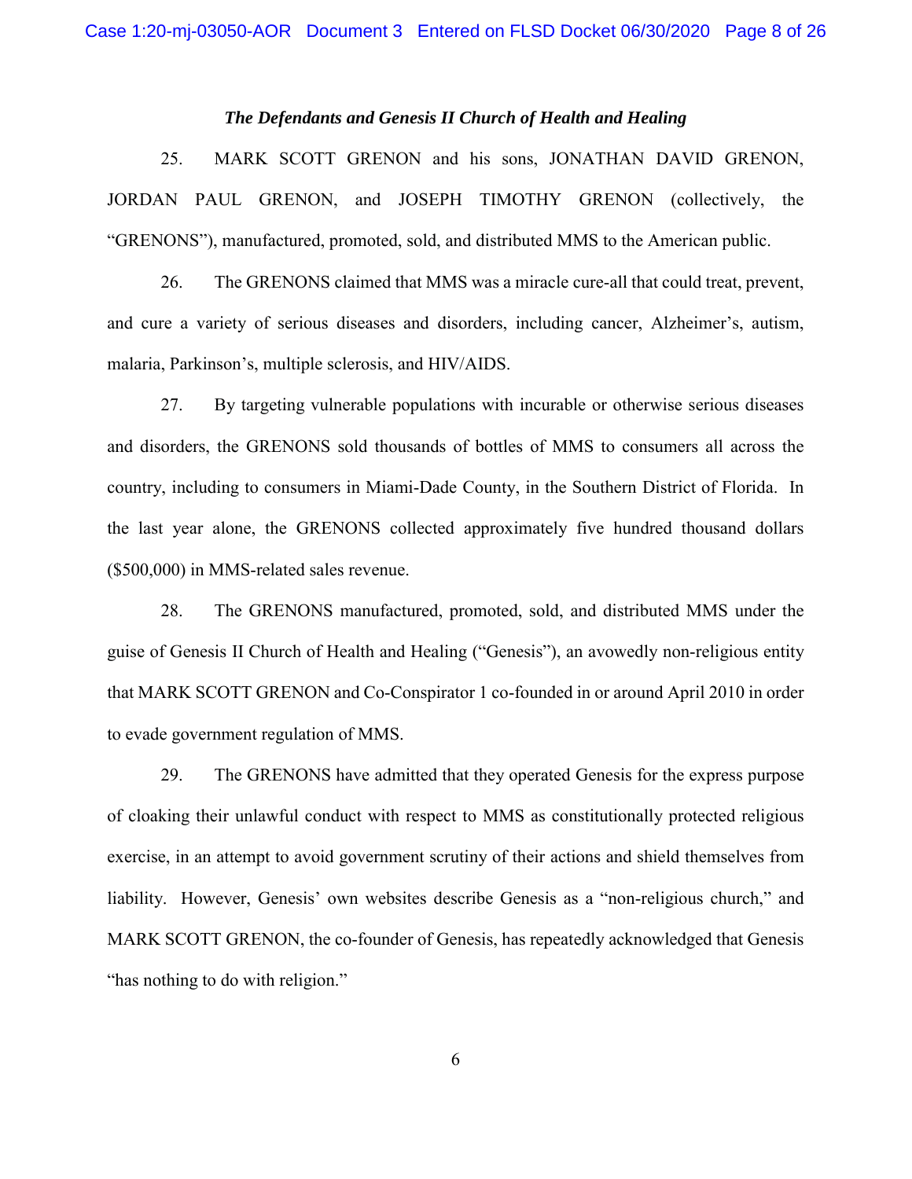### *The Defendants and Genesis II Church of Health and Healing*

25. MARK SCOTT GRENON and his sons, JONATHAN DAVID GRENON, JORDAN PAUL GRENON, and JOSEPH TIMOTHY GRENON (collectively, the "GRENONS"), manufactured, promoted, sold, and distributed MMS to the American public.

26. The GRENONS claimed that MMS was a miracle cure-all that could treat, prevent, and cure a variety of serious diseases and disorders, including cancer, Alzheimer's, autism, malaria, Parkinson's, multiple sclerosis, and HIV/AIDS.

27. By targeting vulnerable populations with incurable or otherwise serious diseases and disorders, the GRENONS sold thousands of bottles of MMS to consumers all across the country, including to consumers in Miami-Dade County, in the Southern District of Florida. In the last year alone, the GRENONS collected approximately five hundred thousand dollars ($500,000) in MMS-related sales revenue.

28. The GRENONS manufactured, promoted, sold, and distributed MMS under the guise of Genesis II Church of Health and Healing ("Genesis"), an avowedly non-religious entity that MARK SCOTT GRENON and Co-Conspirator 1 co-founded in or around April 2010 in order to evade government regulation of MMS.

29. The GRENONS have admitted that they operated Genesis for the express purpose of cloaking their unlawful conduct with respect to MMS as constitutionally protected religious exercise, in an attempt to avoid government scrutiny of their actions and shield themselves from liability. However, Genesis' own websites describe Genesis as a "non-religious church," and MARK SCOTT GRENON, the co-founder of Genesis, has repeatedly acknowledged that Genesis "has nothing to do with religion."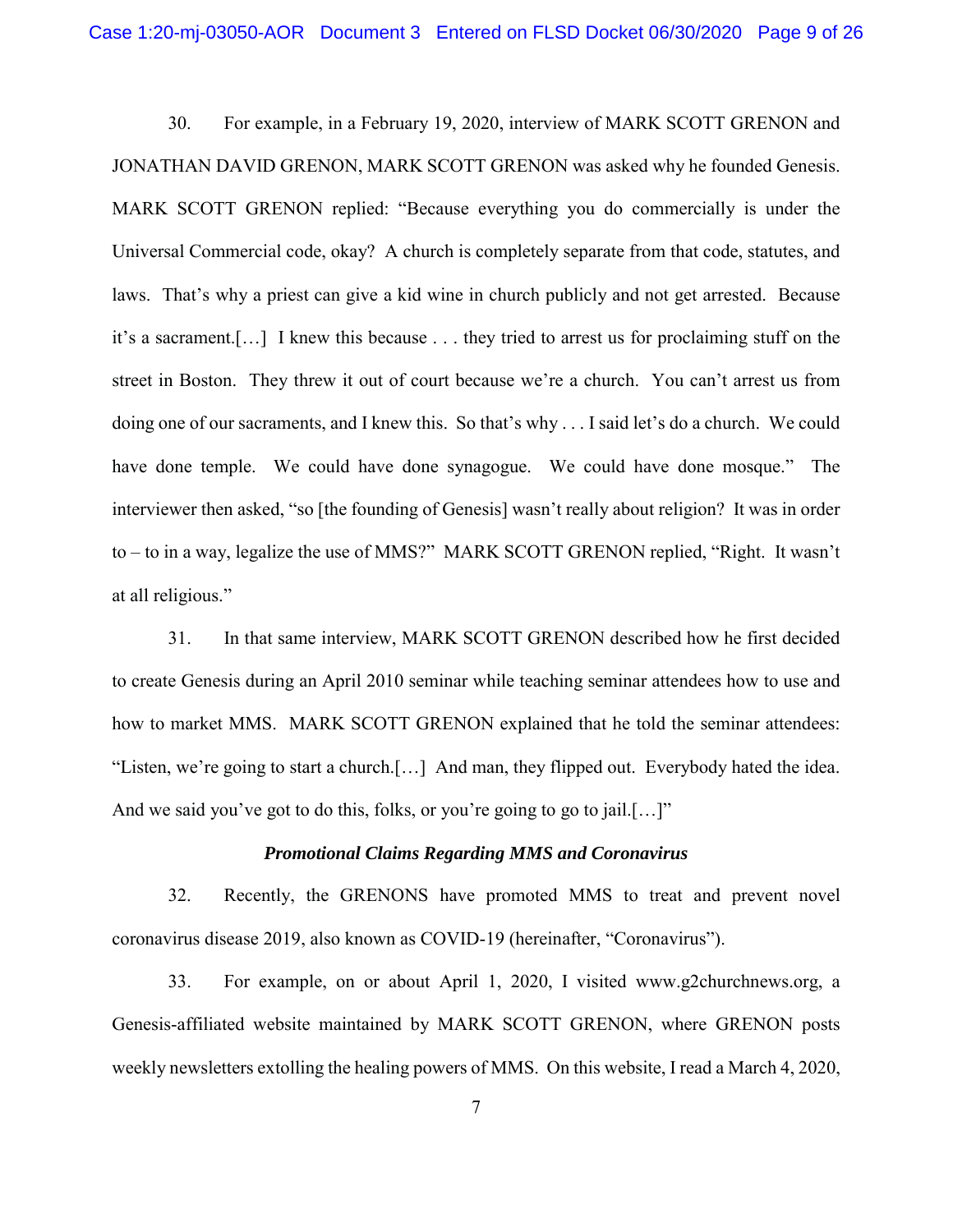30. For example, in a February 19, 2020, interview of MARK SCOTT GRENON and JONATHAN DAVID GRENON, MARK SCOTT GRENON was asked why he founded Genesis. MARK SCOTT GRENON replied: "Because everything you do commercially is under the Universal Commercial code, okay? A church is completely separate from that code, statutes, and laws. That's why a priest can give a kid wine in church publicly and not get arrested. Because it's a sacrament.[…] I knew this because . . . they tried to arrest us for proclaiming stuff on the street in Boston. They threw it out of court because we're a church. You can't arrest us from doing one of our sacraments, and I knew this. So that's why . . . I said let's do a church. We could have done temple. We could have done synagogue. We could have done mosque." The interviewer then asked, "so [the founding of Genesis] wasn't really about religion? It was in order to – to in a way, legalize the use of MMS?" MARK SCOTT GRENON replied, "Right. It wasn't at all religious."

31. In that same interview, MARK SCOTT GRENON described how he first decided to create Genesis during an April 2010 seminar while teaching seminar attendees how to use and how to market MMS. MARK SCOTT GRENON explained that he told the seminar attendees: "Listen, we're going to start a church.[…] And man, they flipped out. Everybody hated the idea. And we said you've got to do this, folks, or you're going to go to jail.[…]"

***Promotional Claims Regarding MMS and Coronavirus***

32. Recently, the GRENONS have promoted MMS to treat and prevent novel coronavirus disease 2019, also known as COVID-19 (hereinafter, "Coronavirus").

33. For example, on or about April 1, 2020, I visited www.g2churchnews.org, a Genesis-affiliated website maintained by MARK SCOTT GRENON, where GRENON posts weekly newsletters extolling the healing powers of MMS. On this website, I read a March 4, 2020,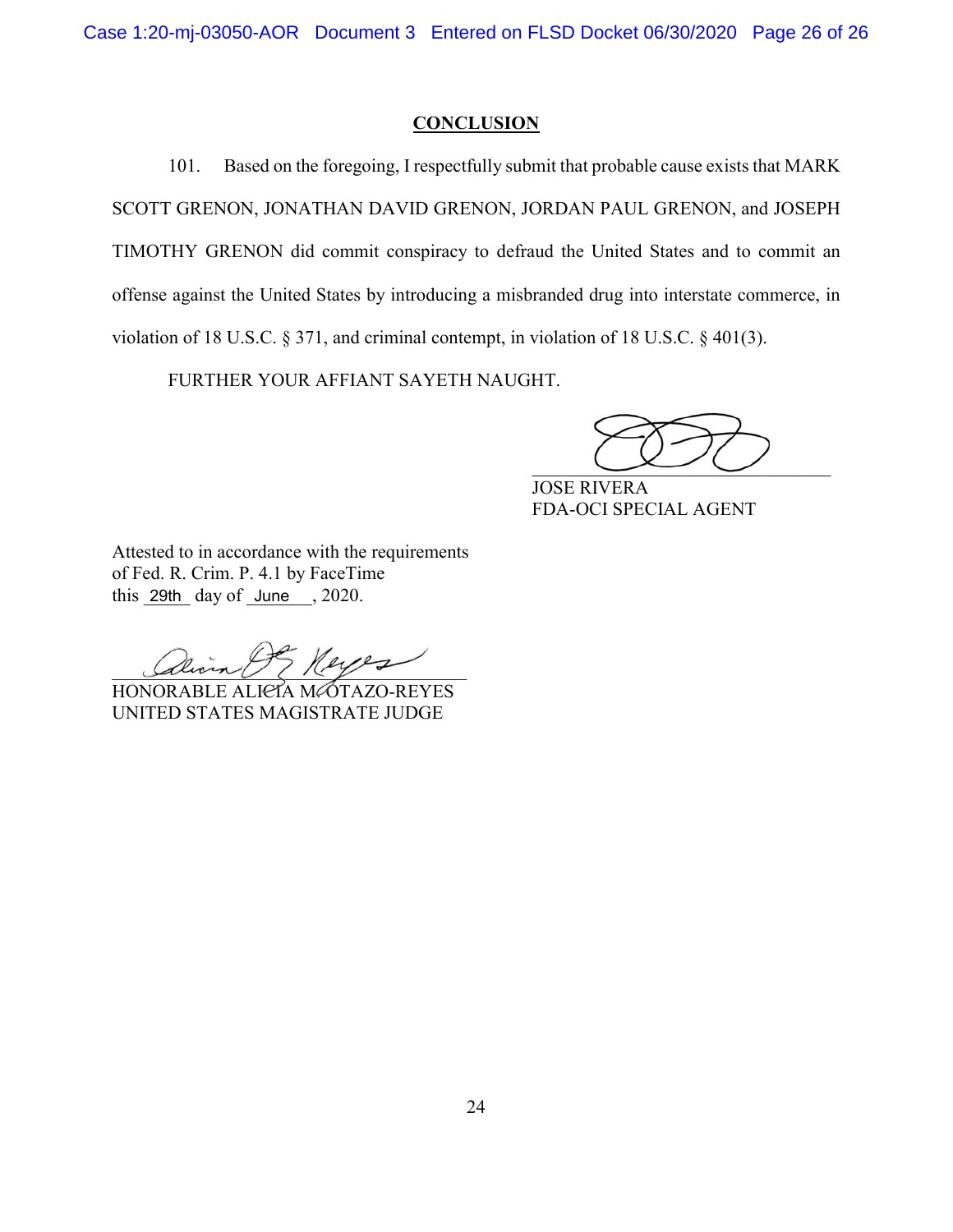## CONCLUSION

101. Based on the foregoing, I respectfully submit that probable cause exists that MARK SCOTT GRENON, JONATHAN DAVID GRENON, JORDAN PAUL GRENON, and JOSEPH TIMOTHY GRENON did commit conspiracy to defraud the United States and to commit an offense against the United States by introducing a misbranded drug into interstate commerce, in violation of 18 U.S.C. § 371, and criminal contempt, in violation of 18 U.S.C. § 401(3).

FURTHER YOUR AFFIANT SAYETH NAUGHT.

JOSE RIVERA
FDA-OCI SPECIAL AGENT

Attested to in accordance with the requirements of Fed. R. Crim. P. 4.1 by FaceTime this 29th day of June, 2020.

HONORABLE ALICIA M. OTAZO-REYES
UNITED STATES MAGISTRATE JUDGE